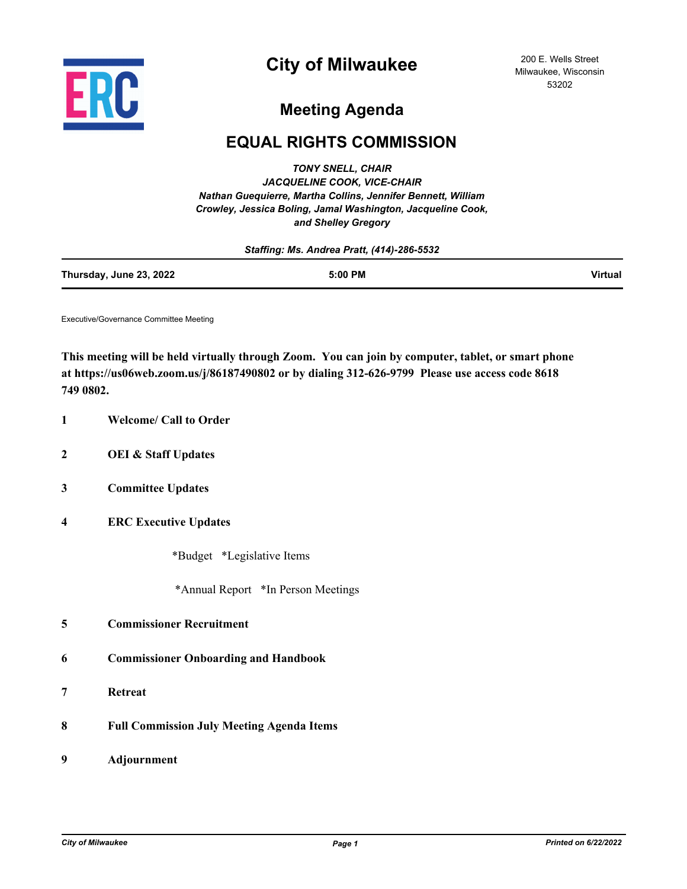# City of Milwaukee

200 E. Wells Street
Milwaukee, Wisconsin
53202

## Meeting Agenda

## EQUAL RIGHTS COMMISSION

*TONY SNELL, CHAIR*
*JACQUELINE COOK, VICE-CHAIR*
*Nathan Guequierre, Martha Collins, Jennifer Bennett, William Crowley, Jessica Boling, Jamal Washington, Jacqueline Cook, and Shelley Gregory*

*Staffing: Ms. Andrea Pratt, (414)-286-5532*

| | | |
|---|---|---|
| **Thursday, June 23, 2022** | **5:00 PM** | **Virtual** |

Executive/Governance Committee Meeting

**This meeting will be held virtually through Zoom. You can join by computer, tablet, or smart phone at https://us06web.zoom.us/j/86187490802 or by dialing 312-626-9799 Please use access code 8618 749 0802.**

**1 Welcome/ Call to Order**

**2 OEI & Staff Updates**

**3 Committee Updates**

**4 ERC Executive Updates**

*Budget *Legislative Items

*Annual Report *In Person Meetings

**5 Commissioner Recruitment**

**6 Commissioner Onboarding and Handbook**

**7 Retreat**

**8 Full Commission July Meeting Agenda Items**

**9 Adjournment**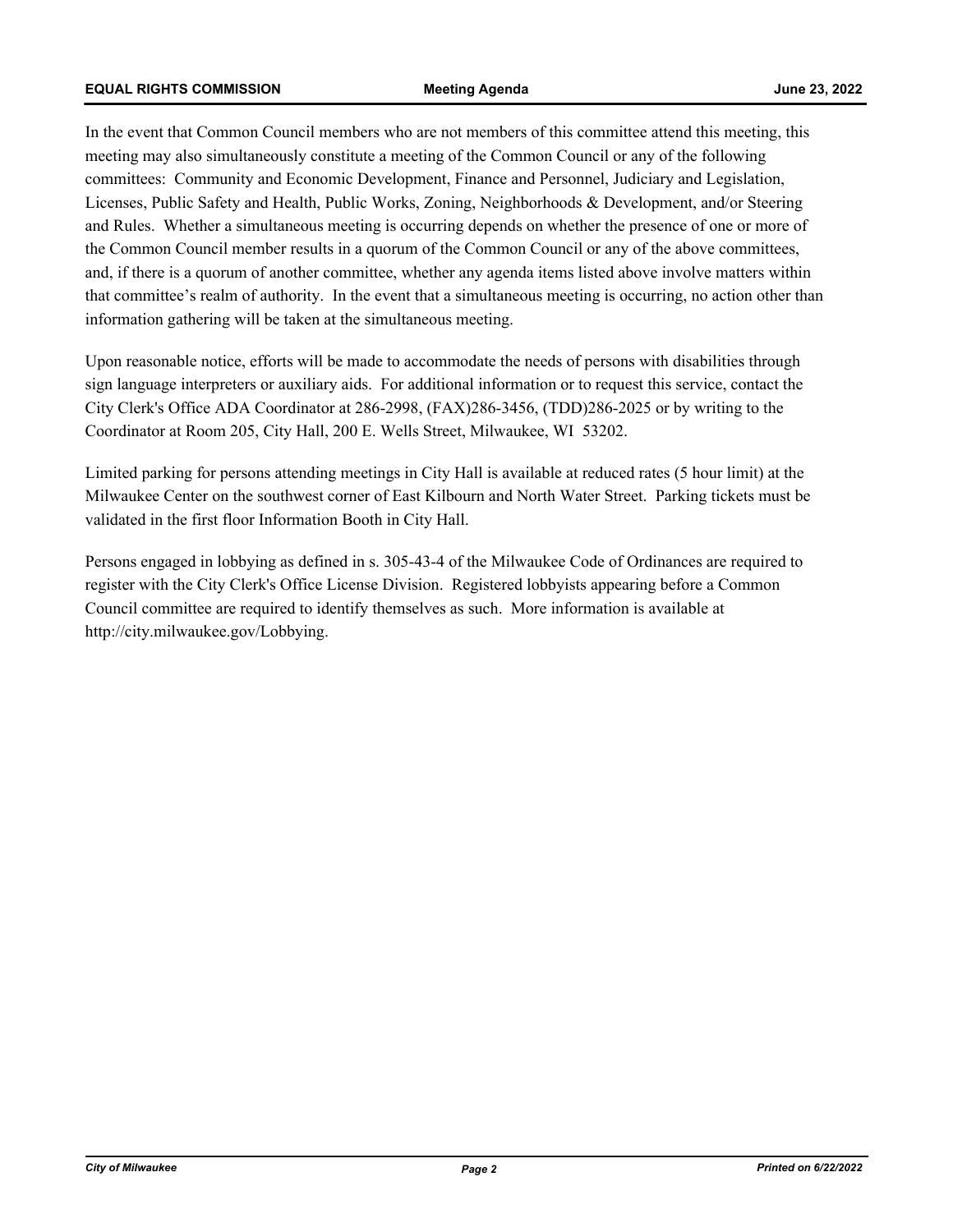In the event that Common Council members who are not members of this committee attend this meeting, this meeting may also simultaneously constitute a meeting of the Common Council or any of the following committees: Community and Economic Development, Finance and Personnel, Judiciary and Legislation, Licenses, Public Safety and Health, Public Works, Zoning, Neighborhoods & Development, and/or Steering and Rules. Whether a simultaneous meeting is occurring depends on whether the presence of one or more of the Common Council member results in a quorum of the Common Council or any of the above committees, and, if there is a quorum of another committee, whether any agenda items listed above involve matters within that committee's realm of authority. In the event that a simultaneous meeting is occurring, no action other than information gathering will be taken at the simultaneous meeting.

Upon reasonable notice, efforts will be made to accommodate the needs of persons with disabilities through sign language interpreters or auxiliary aids. For additional information or to request this service, contact the City Clerk's Office ADA Coordinator at 286-2998, (FAX)286-3456, (TDD)286-2025 or by writing to the Coordinator at Room 205, City Hall, 200 E. Wells Street, Milwaukee, WI 53202.

Limited parking for persons attending meetings in City Hall is available at reduced rates (5 hour limit) at the Milwaukee Center on the southwest corner of East Kilbourn and North Water Street. Parking tickets must be validated in the first floor Information Booth in City Hall.

Persons engaged in lobbying as defined in s. 305-43-4 of the Milwaukee Code of Ordinances are required to register with the City Clerk's Office License Division. Registered lobbyists appearing before a Common Council committee are required to identify themselves as such. More information is available at http://city.milwaukee.gov/Lobbying.